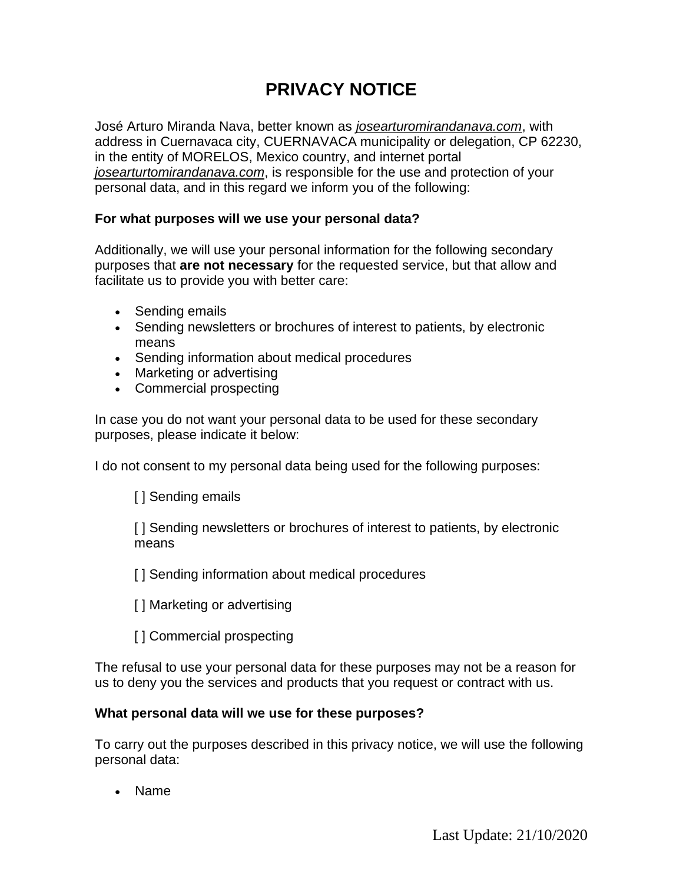# PRIVACY NOTICE

José Arturo Miranda Nava, better known as *josearturomirandanava.com*, with address in Cuernavaca city, CUERNAVACA municipality or delegation, CP 62230, in the entity of MORELOS, Mexico country, and internet portal *josearturtomirandanava.com*, is responsible for the use and protection of your personal data, and in this regard we inform you of the following:

**For what purposes will we use your personal data?**

Additionally, we will use your personal information for the following secondary purposes that **are not necessary** for the requested service, but that allow and facilitate us to provide you with better care:

- Sending emails
- Sending newsletters or brochures of interest to patients, by electronic means
- Sending information about medical procedures
- Marketing or advertising
- Commercial prospecting

In case you do not want your personal data to be used for these secondary purposes, please indicate it below:

I do not consent to my personal data being used for the following purposes:

[ ] Sending emails

[ ] Sending newsletters or brochures of interest to patients, by electronic means

[ ] Sending information about medical procedures

[ ] Marketing or advertising

[ ] Commercial prospecting

The refusal to use your personal data for these purposes may not be a reason for us to deny you the services and products that you request or contract with us.

**What personal data will we use for these purposes?**

To carry out the purposes described in this privacy notice, we will use the following personal data:

- Name

Last Update: 21/10/2020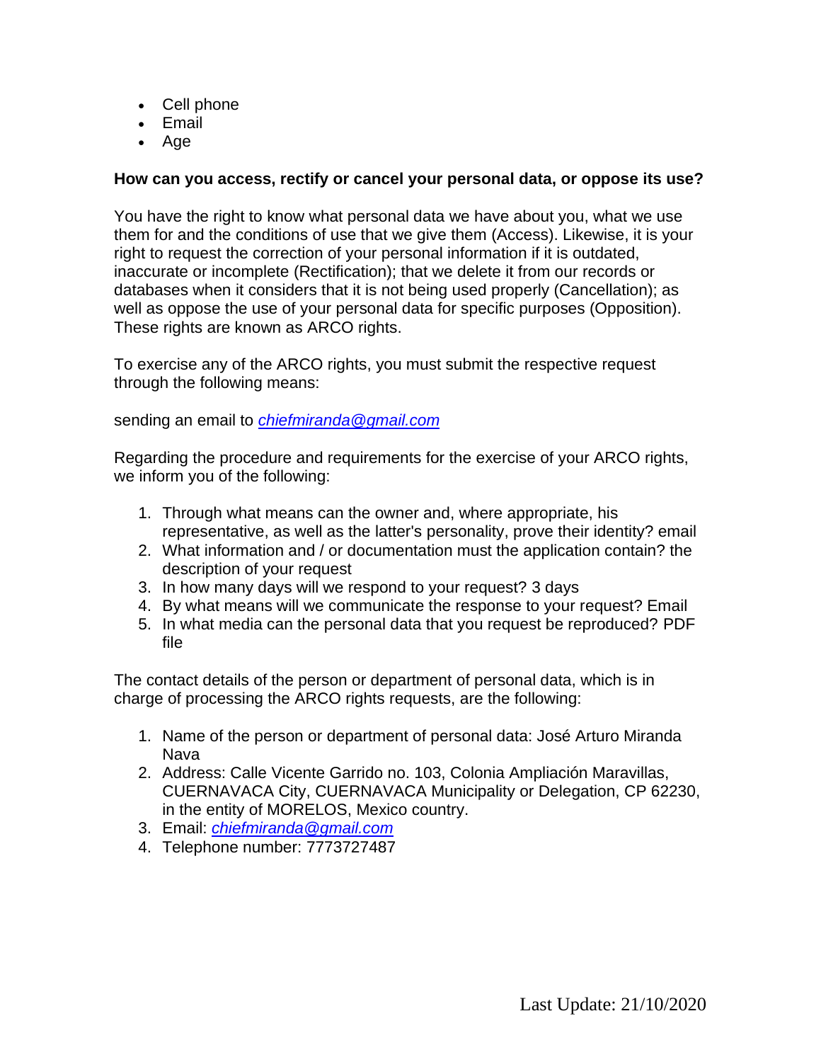- Cell phone
- Email
- Age

**How can you access, rectify or cancel your personal data, or oppose its use?**

You have the right to know what personal data we have about you, what we use them for and the conditions of use that we give them (Access). Likewise, it is your right to request the correction of your personal information if it is outdated, inaccurate or incomplete (Rectification); that we delete it from our records or databases when it considers that it is not being used properly (Cancellation); as well as oppose the use of your personal data for specific purposes (Opposition). These rights are known as ARCO rights.

To exercise any of the ARCO rights, you must submit the respective request through the following means:

sending an email to *chiefmiranda@gmail.com*

Regarding the procedure and requirements for the exercise of your ARCO rights, we inform you of the following:

1. Through what means can the owner and, where appropriate, his representative, as well as the latter's personality, prove their identity? email
2. What information and / or documentation must the application contain? the description of your request
3. In how many days will we respond to your request? 3 days
4. By what means will we communicate the response to your request? Email
5. In what media can the personal data that you request be reproduced? PDF file

The contact details of the person or department of personal data, which is in charge of processing the ARCO rights requests, are the following:

1. Name of the person or department of personal data: José Arturo Miranda Nava
2. Address: Calle Vicente Garrido no. 103, Colonia Ampliación Maravillas, CUERNAVACA City, CUERNAVACA Municipality or Delegation, CP 62230, in the entity of MORELOS, Mexico country.
3. Email: *chiefmiranda@gmail.com*
4. Telephone number: 7773727487

Last Update: 21/10/2020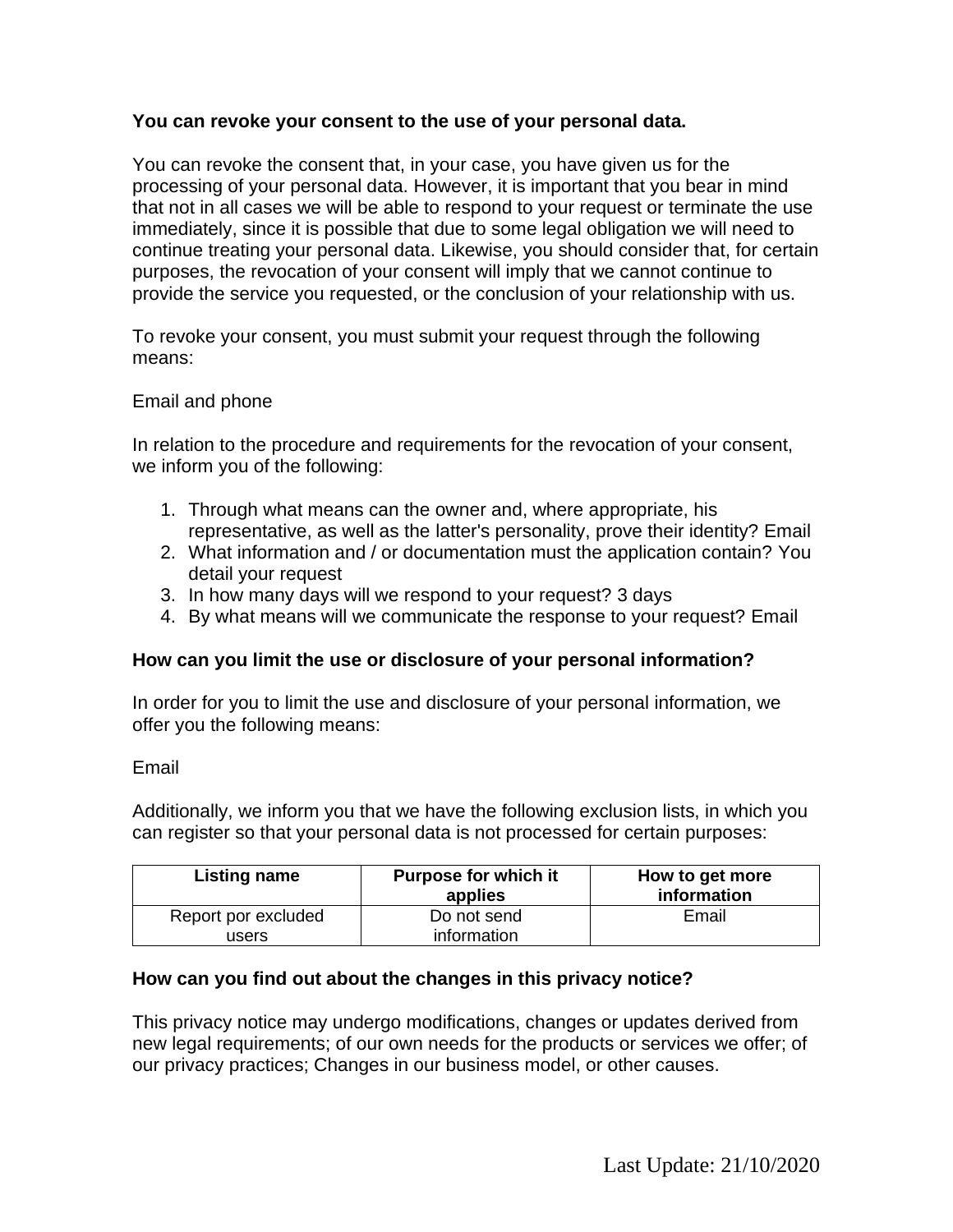**You can revoke your consent to the use of your personal data.**

You can revoke the consent that, in your case, you have given us for the processing of your personal data. However, it is important that you bear in mind that not in all cases we will be able to respond to your request or terminate the use immediately, since it is possible that due to some legal obligation we will need to continue treating your personal data. Likewise, you should consider that, for certain purposes, the revocation of your consent will imply that we cannot continue to provide the service you requested, or the conclusion of your relationship with us.

To revoke your consent, you must submit your request through the following means:

Email and phone

In relation to the procedure and requirements for the revocation of your consent, we inform you of the following:

1. Through what means can the owner and, where appropriate, his representative, as well as the latter's personality, prove their identity? Email
2. What information and / or documentation must the application contain? You detail your request
3. In how many days will we respond to your request? 3 days
4. By what means will we communicate the response to your request? Email

**How can you limit the use or disclosure of your personal information?**

In order for you to limit the use and disclosure of your personal information, we offer you the following means:

Email

Additionally, we inform you that we have the following exclusion lists, in which you can register so that your personal data is not processed for certain purposes:

| Listing name | Purpose for which it applies | How to get more information |
|---|---|---|
| Report por excluded users | Do not send information | Email |

**How can you find out about the changes in this privacy notice?**

This privacy notice may undergo modifications, changes or updates derived from new legal requirements; of our own needs for the products or services we offer; of our privacy practices; Changes in our business model, or other causes.

Last Update: 21/10/2020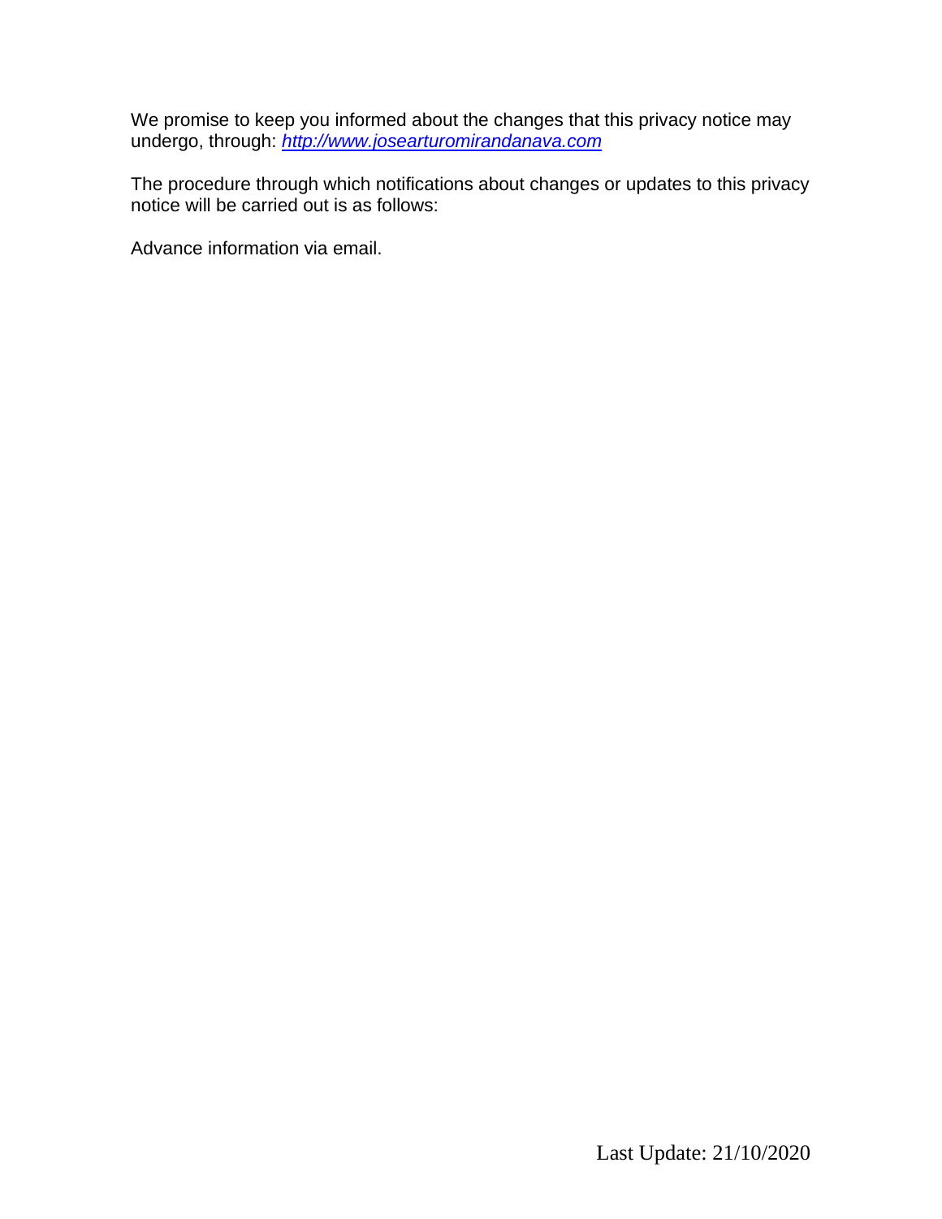We promise to keep you informed about the changes that this privacy notice may undergo, through: *[http://www.josearturomirandanava.com](http://www.josearturomirandanava.com)*

The procedure through which notifications about changes or updates to this privacy notice will be carried out is as follows:

Advance information via email.

Last Update: 21/10/2020